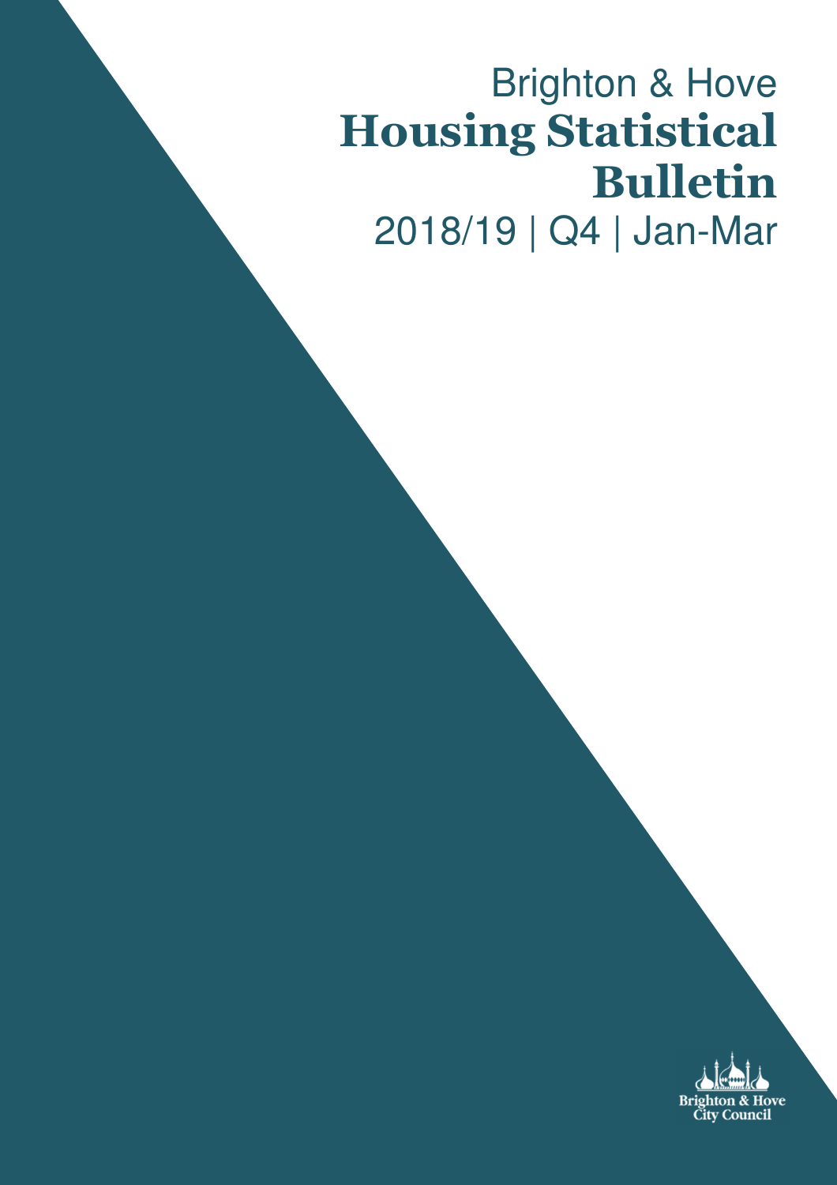Brighton & Hove

# Housing Statistical Bulletin

2018/19 | Q4 | Jan-Mar

Brighton & Hove City Council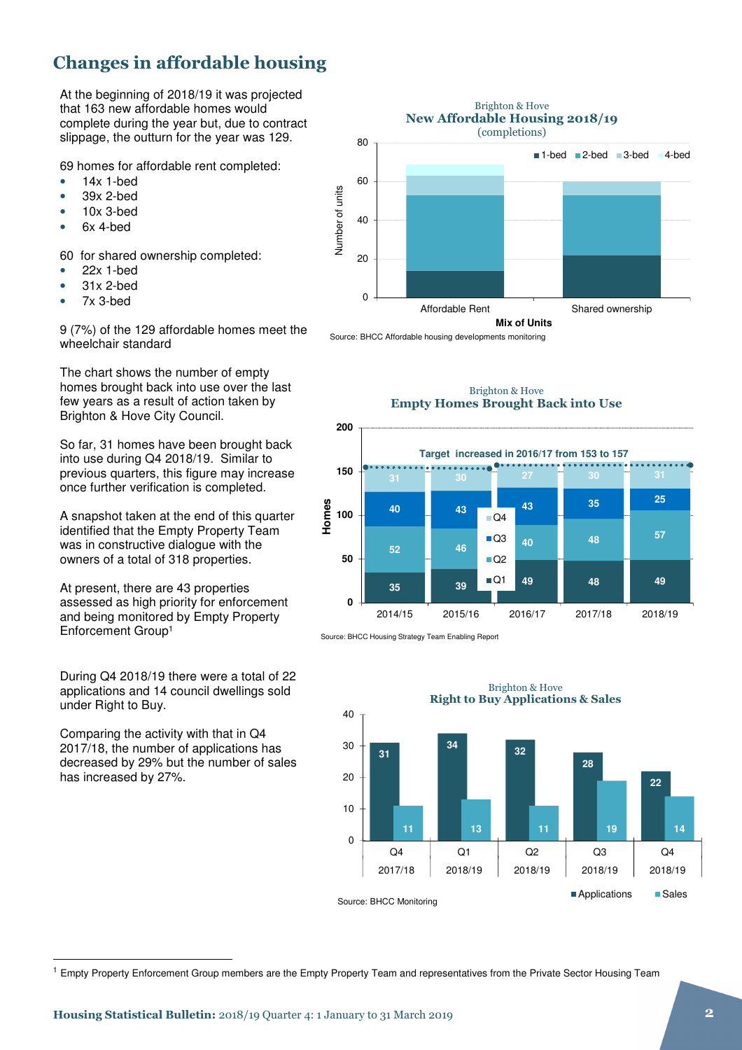## Changes in affordable housing

At the beginning of 2018/19 it was projected that 163 new affordable homes would complete during the year but, due to contract slippage, the outturn for the year was 129.

69 homes for affordable rent completed:

- 14x 1-bed
- 39x 2-bed
- 10x 3-bed
- 6x 4-bed

60 for shared ownership completed:

- 22x 1-bed
- 31x 2-bed
- 7x 3-bed

9 (7%) of the 129 affordable homes meet the wheelchair standard

Brighton & Hove
**New Affordable Housing 2018/19**
(completions)

| Mix of Units | 1-bed | 2-bed | 3-bed | 4-bed |
|---|---|---|---|---|
| Affordable Rent | 14 | 39 | 10 | 6 |
| Shared ownership | 22 | 31 | 7 | |

Source: BHCC Affordable housing developments monitoring

The chart shows the number of empty homes brought back into use over the last few years as a result of action taken by Brighton & Hove City Council.

So far, 31 homes have been brought back into use during Q4 2018/19. Similar to previous quarters, this figure may increase once further verification is completed.

A snapshot taken at the end of this quarter identified that the Empty Property Team was in constructive dialogue with the owners of a total of 318 properties.

At present, there are 43 properties assessed as high priority for enforcement and being monitored by Empty Property Enforcement Group[1]

Brighton & Hove
**Empty Homes Brought Back into Use**

Target increased in 2016/17 from 153 to 157

| Homes | 2014/15 | 2015/16 | 2016/17 | 2017/18 | 2018/19 |
|---|---|---|---|---|---|
| Q1 | 35 | 39 | 49 | 48 | 49 |
| Q2 | 52 | 46 | 40 | 48 | 57 |
| Q3 | 40 | 43 | 43 | 35 | 25 |
| Q4 | 31 | 30 | 27 | 30 | 31 |

Source: BHCC Housing Strategy Team Enabling Report

During Q4 2018/19 there were a total of 22 applications and 14 council dwellings sold under Right to Buy.

Comparing the activity with that in Q4 2017/18, the number of applications has decreased by 29% but the number of sales has increased by 27%.

Brighton & Hove
**Right to Buy Applications & Sales**

| | Q4 2017/18 | Q1 2018/19 | Q2 2018/19 | Q3 2018/19 | Q4 2018/19 |
|---|---|---|---|---|---|
| Applications | 31 | 34 | 32 | 28 | 22 |
| Sales | 11 | 13 | 11 | 19 | 14 |

Source: BHCC Monitoring

[1] Empty Property Enforcement Group members are the Empty Property Team and representatives from the Private Sector Housing Team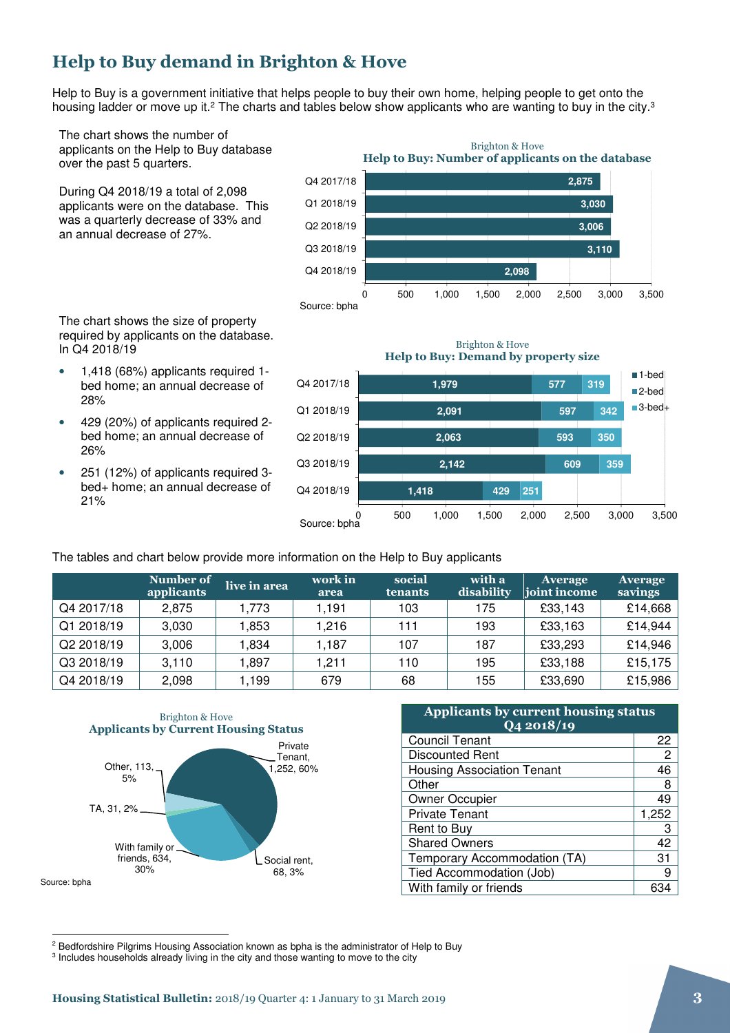# Help to Buy demand in Brighton & Hove

Help to Buy is a government initiative that helps people to buy their own home, helping people to get onto the housing ladder or move up it.[2] The charts and tables below show applicants who are wanting to buy in the city.[3]

The chart shows the number of applicants on the Help to Buy database over the past 5 quarters.

During Q4 2018/19 a total of 2,098 applicants were on the database. This was a quarterly decrease of 33% and an annual decrease of 27%.

Brighton & Hove
**Help to Buy: Number of applicants on the database**

| Quarter | Applicants |
|---|---|
| Q4 2017/18 | 2,875 |
| Q1 2018/19 | 3,030 |
| Q2 2018/19 | 3,006 |
| Q3 2018/19 | 3,110 |
| Q4 2018/19 | 2,098 |

Source: bpha

The chart shows the size of property required by applicants on the database. In Q4 2018/19

- 1,418 (68%) applicants required 1-bed home; an annual decrease of 28%
- 429 (20%) of applicants required 2-bed home; an annual decrease of 26%
- 251 (12%) of applicants required 3-bed+ home; an annual decrease of 21%

Brighton & Hove
**Help to Buy: Demand by property size**

| Quarter | 1-bed | 2-bed | 3-bed+ |
|---|---|---|---|
| Q4 2017/18 | 1,979 | 577 | 319 |
| Q1 2018/19 | 2,091 | 597 | 342 |
| Q2 2018/19 | 2,063 | 593 | 350 |
| Q3 2018/19 | 2,142 | 609 | 359 |
| Q4 2018/19 | 1,418 | 429 | 251 |

Source: bpha

The tables and chart below provide more information on the Help to Buy applicants

| | Number of applicants | live in area | work in area | social tenants | with a disability | Average joint income | Average savings |
|---|---|---|---|---|---|---|---|
| Q4 2017/18 | 2,875 | 1,773 | 1,191 | 103 | 175 | £33,143 | £14,668 |
| Q1 2018/19 | 3,030 | 1,853 | 1,216 | 111 | 193 | £33,163 | £14,944 |
| Q2 2018/19 | 3,006 | 1,834 | 1,187 | 107 | 187 | £33,293 | £14,946 |
| Q3 2018/19 | 3,110 | 1,897 | 1,211 | 110 | 195 | £33,188 | £15,175 |
| Q4 2018/19 | 2,098 | 1,199 | 679 | 68 | 155 | £33,690 | £15,986 |

Brighton & Hove
**Applicants by Current Housing Status**

- Private Tenant, 1,252, 60%
- Social rent, 68, 3%
- With family or friends, 634, 30%
- TA, 31, 2%
- Other, 113, 5%

Source: bpha

| Applicants by current housing status Q4 2018/19 | |
|---|---|
| Council Tenant | 22 |
| Discounted Rent | 2 |
| Housing Association Tenant | 46 |
| Other | 8 |
| Owner Occupier | 49 |
| Private Tenant | 1,252 |
| Rent to Buy | 3 |
| Shared Owners | 42 |
| Temporary Accommodation (TA) | 31 |
| Tied Accommodation (Job) | 9 |
| With family or friends | 634 |

[2] Bedfordshire Pilgrims Housing Association known as bpha is the administrator of Help to Buy
[3] Includes households already living in the city and those wanting to move to the city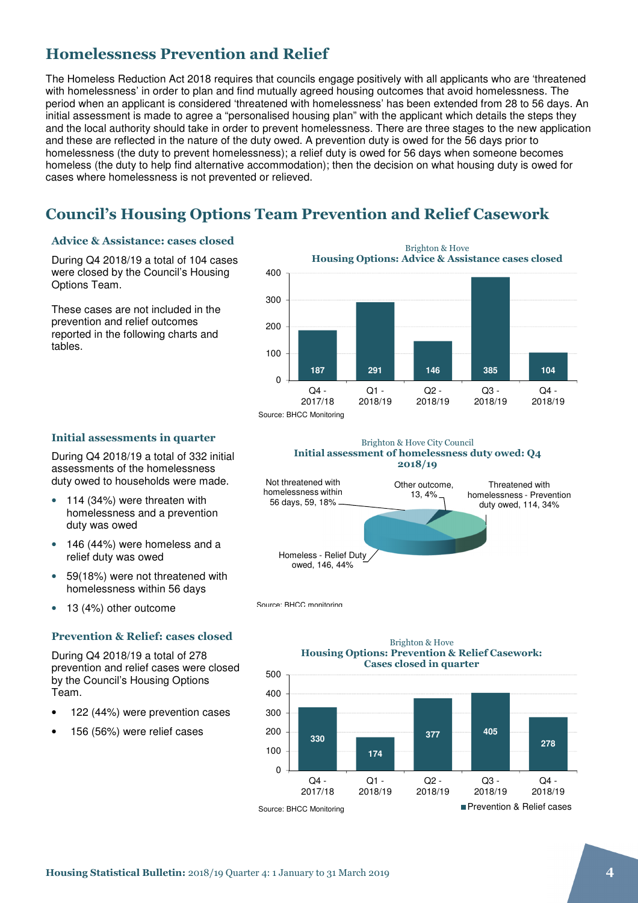## Homelessness Prevention and Relief

The Homeless Reduction Act 2018 requires that councils engage positively with all applicants who are 'threatened with homelessness' in order to plan and find mutually agreed housing outcomes that avoid homelessness. The period when an applicant is considered 'threatened with homelessness' has been extended from 28 to 56 days. An initial assessment is made to agree a "personalised housing plan" with the applicant which details the steps they and the local authority should take in order to prevent homelessness. There are three stages to the new application and these are reflected in the nature of the duty owed. A prevention duty is owed for the 56 days prior to homelessness (the duty to prevent homelessness); a relief duty is owed for 56 days when someone becomes homeless (the duty to help find alternative accommodation); then the decision on what housing duty is owed for cases where homelessness is not prevented or relieved.

## Council's Housing Options Team Prevention and Relief Casework

### Advice & Assistance: cases closed

During Q4 2018/19 a total of 104 cases were closed by the Council's Housing Options Team.

These cases are not included in the prevention and relief outcomes reported in the following charts and tables.

Brighton & Hove
**Housing Options: Advice & Assistance cases closed**

| Quarter | Cases closed |
|---|---|
| Q4 - 2017/18 | 187 |
| Q1 - 2018/19 | 291 |
| Q2 - 2018/19 | 146 |
| Q3 - 2018/19 | 385 |
| Q4 - 2018/19 | 104 |

Source: BHCC Monitoring

### Initial assessments in quarter

During Q4 2018/19 a total of 332 initial assessments of the homelessness duty owed to households were made.

- 114 (34%) were threaten with homelessness and a prevention duty was owed
- 146 (44%) were homeless and a relief duty was owed
- 59(18%) were not threatened with homelessness within 56 days
- 13 (4%) other outcome

Brighton & Hove City Council
**Initial assessment of homelessness duty owed: Q4 2018/19**

| Outcome | Number | % |
|---|---|---|
| Threatened with homelessness - Prevention duty owed | 114 | 34% |
| Homeless - Relief Duty owed | 146 | 44% |
| Not threatened with homelessness within 56 days | 59 | 18% |
| Other outcome | 13 | 4% |

Source: BHCC monitoring

### Prevention & Relief: cases closed

During Q4 2018/19 a total of 278 prevention and relief cases were closed by the Council's Housing Options Team.

- 122 (44%) were prevention cases
- 156 (56%) were relief cases

Brighton & Hove
**Housing Options: Prevention & Relief Casework: Cases closed in quarter**

| Quarter | Prevention & Relief cases |
|---|---|
| Q4 - 2017/18 | 330 |
| Q1 - 2018/19 | 174 |
| Q2 - 2018/19 | 377 |
| Q3 - 2018/19 | 405 |
| Q4 - 2018/19 | 278 |

Source: BHCC Monitoring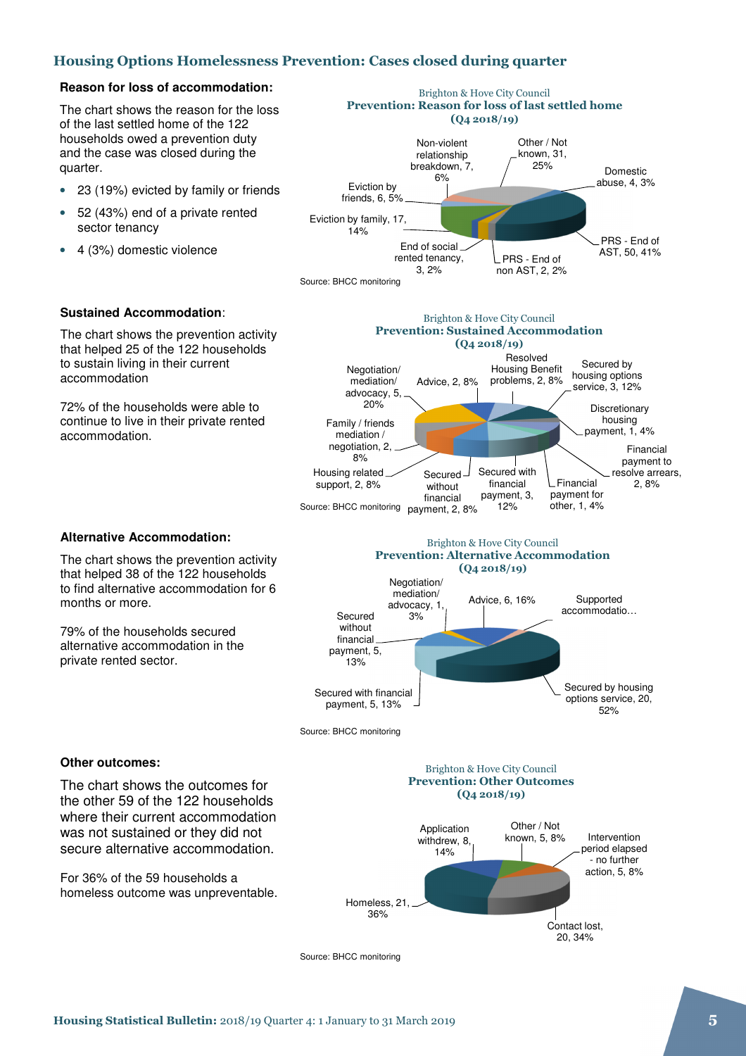## Housing Options Homelessness Prevention: Cases closed during quarter

**Reason for loss of accommodation:**

The chart shows the reason for the loss of the last settled home of the 122 households owed a prevention duty and the case was closed during the quarter.

- 23 (19%) evicted by family or friends
- 52 (43%) end of a private rented sector tenancy
- 4 (3%) domestic violence

Brighton & Hove City Council
**Prevention: Reason for loss of last settled home (Q4 2018/19)**

| Reason | Number | % |
|---|---|---|
| Other / Not known | 31 | 25% |
| Domestic abuse | 4 | 3% |
| PRS - End of AST | 50 | 41% |
| PRS - End of non AST | 2 | 2% |
| End of social rented tenancy | 3 | 2% |
| Eviction by family | 17 | 14% |
| Eviction by friends | 6 | 5% |
| Non-violent relationship breakdown | 7 | 6% |

Source: BHCC monitoring

**Sustained Accommodation**:

The chart shows the prevention activity that helped 25 of the 122 households to sustain living in their current accommodation

72% of the households were able to continue to live in their private rented accommodation.

Brighton & Hove City Council
**Prevention: Sustained Accommodation (Q4 2018/19)**

| Activity | Number | % |
|---|---|---|
| Advice | 2 | 8% |
| Resolved Housing Benefit problems | 2 | 8% |
| Secured by housing options service | 3 | 12% |
| Discretionary housing payment | 1 | 4% |
| Financial payment to resolve arrears | 2 | 8% |
| Financial payment for other | 1 | 4% |
| Secured with financial payment | 3 | 12% |
| Secured without financial payment | 2 | 8% |
| Housing related support | 2 | 8% |
| Family / friends mediation / negotiation | 2 | 8% |
| Negotiation/ mediation/ advocacy | 5 | 20% |

Source: BHCC monitoring

**Alternative Accommodation:**

The chart shows the prevention activity that helped 38 of the 122 households to find alternative accommodation for 6 months or more.

79% of the households secured alternative accommodation in the private rented sector.

Brighton & Hove City Council
**Prevention: Alternative Accommodation (Q4 2018/19)**

| Activity | Number | % |
|---|---|---|
| Advice | 6 | 16% |
| Supported accommodatio… | | |
| Secured by housing options service | 20 | 52% |
| Secured with financial payment | 5 | 13% |
| Secured without financial payment | 5 | 13% |
| Negotiation/ mediation/ advocacy | 1 | 3% |

Source: BHCC monitoring

**Other outcomes:**

The chart shows the outcomes for the other 59 of the 122 households where their current accommodation was not sustained or they did not secure alternative accommodation.

For 36% of the 59 households a homeless outcome was unpreventable.

Brighton & Hove City Council
**Prevention: Other Outcomes (Q4 2018/19)**

| Outcome | Number | % |
|---|---|---|
| Application withdrew | 8 | 14% |
| Other / Not known | 5 | 8% |
| Intervention period elapsed - no further action | 5 | 8% |
| Contact lost | 20 | 34% |
| Homeless | 21 | 36% |

Source: BHCC monitoring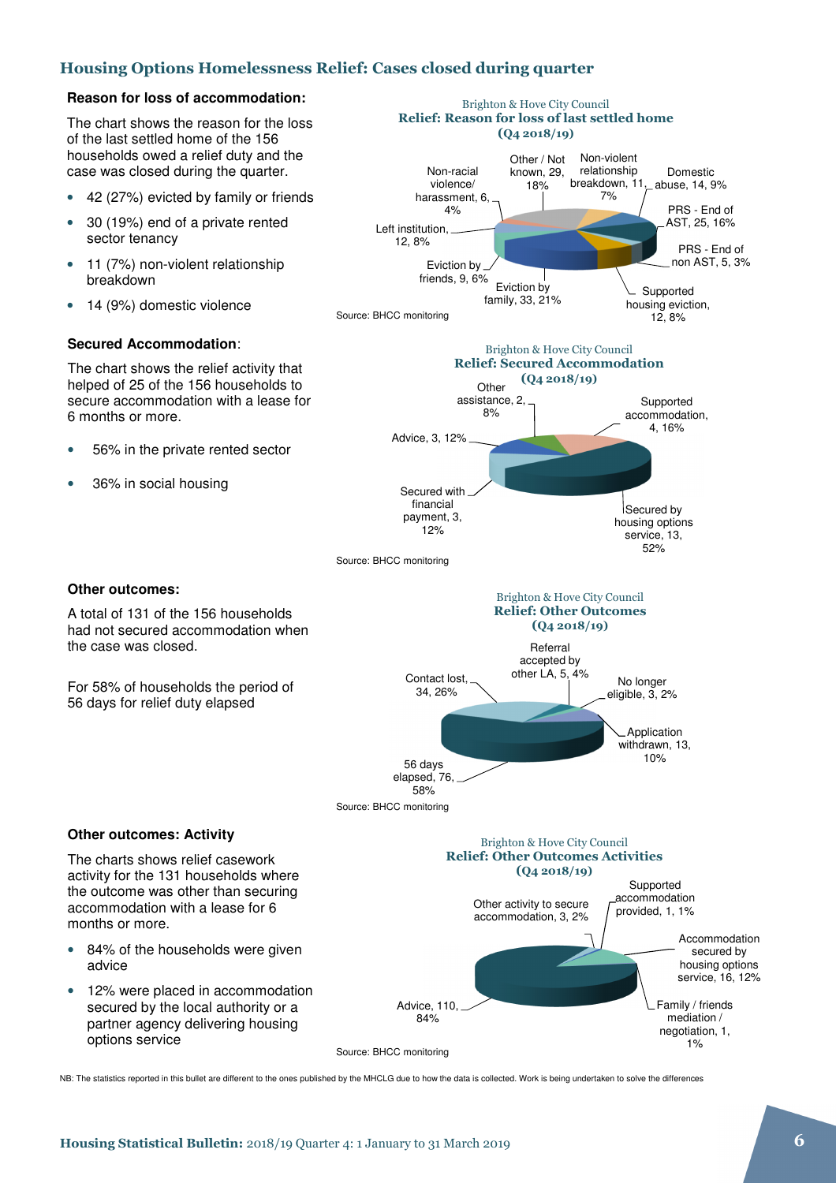## Housing Options Homelessness Relief: Cases closed during quarter

### Reason for loss of accommodation:

The chart shows the reason for the loss of the last settled home of the 156 households owed a relief duty and the case was closed during the quarter.

- 42 (27%) evicted by family or friends
- 30 (19%) end of a private rented sector tenancy
- 11 (7%) non-violent relationship breakdown
- 14 (9%) domestic violence

Brighton & Hove City Council
**Relief: Reason for loss of last settled home (Q4 2018/19)**

| Reason | Number | % |
|---|---|---|
| Other / Not known | 29 | 18% |
| Non-violent relationship breakdown | 11 | 7% |
| Domestic abuse | 14 | 9% |
| PRS - End of AST | 25 | 16% |
| PRS - End of non AST | 5 | 3% |
| Supported housing eviction | 12 | 8% |
| Eviction by family | 33 | 21% |
| Eviction by friends | 9 | 6% |
| Left institution | 12 | 8% |
| Non-racial violence/ harassment | 6 | 4% |

Source: BHCC monitoring

### Secured Accommodation:

The chart shows the relief activity that helped of 25 of the 156 households to secure accommodation with a lease for 6 months or more.

- 56% in the private rented sector
- 36% in social housing

Brighton & Hove City Council
**Relief: Secured Accommodation (Q4 2018/19)**

| Activity | Number | % |
|---|---|---|
| Other assistance | 2 | 8% |
| Supported accommodation | 4 | 16% |
| Secured by housing options service | 13 | 52% |
| Secured with financial payment | 3 | 12% |
| Advice | 3 | 12% |

Source: BHCC monitoring

### Other outcomes:

A total of 131 of the 156 households had not secured accommodation when the case was closed.

For 58% of households the period of 56 days for relief duty elapsed

Brighton & Hove City Council
**Relief: Other Outcomes (Q4 2018/19)**

| Outcome | Number | % |
|---|---|---|
| Referral accepted by other LA | 5 | 4% |
| No longer eligible | 3 | 2% |
| Application withdrawn | 13 | 10% |
| 56 days elapsed | 76 | 58% |
| Contact lost | 34 | 26% |

Source: BHCC monitoring

### Other outcomes: Activity

The charts shows relief casework activity for the 131 households where the outcome was other than securing accommodation with a lease for 6 months or more.

- 84% of the households were given advice
- 12% were placed in accommodation secured by the local authority or a partner agency delivering housing options service

Brighton & Hove City Council
**Relief: Other Outcomes Activities (Q4 2018/19)**

| Activity | Number | % |
|---|---|---|
| Other activity to secure accommodation | 3 | 2% |
| Supported accommodation provided | 1 | 1% |
| Accommodation secured by housing options service | 16 | 12% |
| Family / friends mediation / negotiation | 1 | 1% |
| Advice | 110 | 84% |

Source: BHCC monitoring

NB: The statistics reported in this bullet are different to the ones published by the MHCLG due to how the data is collected. Work is being undertaken to solve the differences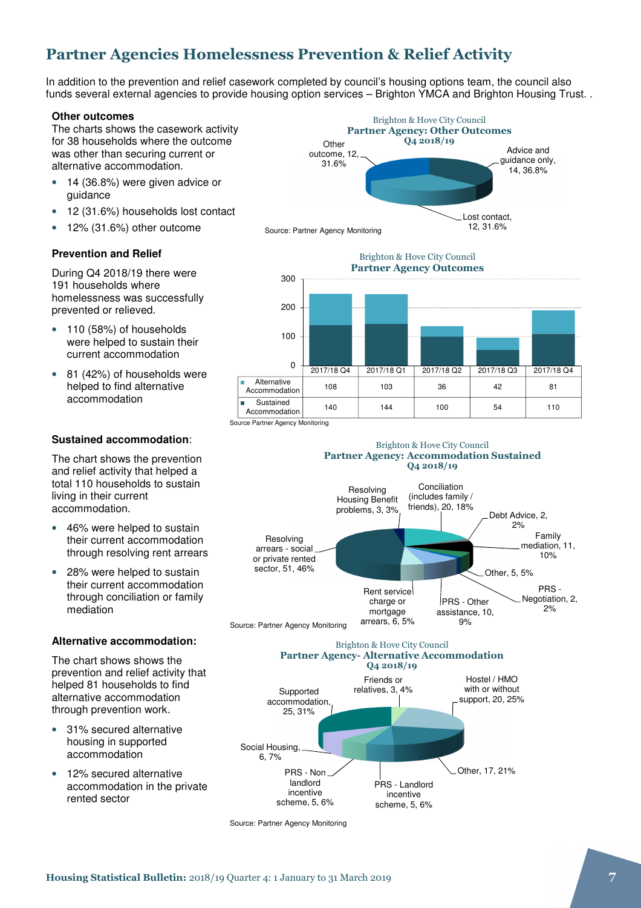## Partner Agencies Homelessness Prevention & Relief Activity

In addition to the prevention and relief casework completed by council's housing options team, the council also funds several external agencies to provide housing option services – Brighton YMCA and Brighton Housing Trust. .

**Other outcomes**

The charts shows the casework activity for 38 households where the outcome was other than securing current or alternative accommodation.

- 14 (36.8%) were given advice or guidance
- 12 (31.6%) households lost contact
- 12% (31.6%) other outcome

Brighton & Hove City Council
**Partner Agency: Other Outcomes**
**Q4 2018/19**

Other outcome, 12, 31.6%
Advice and guidance only, 14, 36.8%
Lost contact, 12, 31.6%

Source: Partner Agency Monitoring

**Prevention and Relief**

During Q4 2018/19 there were 191 households where homelessness was successfully prevented or relieved.

- 110 (58%) of households were helped to sustain their current accommodation
- 81 (42%) of households were helped to find alternative accommodation

Brighton & Hove City Council
**Partner Agency Outcomes**

| | 2017/18 Q4 | 2017/18 Q1 | 2017/18 Q2 | 2017/18 Q3 | 2017/18 Q4 |
|---|---|---|---|---|---|
| Alternative Accommodation | 108 | 103 | 36 | 42 | 81 |
| Sustained Accommodation | 140 | 144 | 100 | 54 | 110 |

Source Partner Agency Monitoring

**Sustained accommodation**:

The chart shows the prevention and relief activity that helped a total 110 households to sustain living in their current accommodation.

- 46% were helped to sustain their current accommodation through resolving rent arrears
- 28% were helped to sustain their current accommodation through conciliation or family mediation

Brighton & Hove City Council
**Partner Agency: Accommodation Sustained**
**Q4 2018/19**

Resolving Housing Benefit problems, 3, 3%
Conciliation (includes family / friends), 20, 18%
Debt Advice, 2, 2%
Family mediation, 11, 10%
Other, 5, 5%
PRS - Negotiation, 2, 2%
PRS - Other assistance, 10, 9%
Rent service charge or mortgage arrears, 6, 5%
Resolving arrears - social or private rented sector, 51, 46%

Source: Partner Agency Monitoring

**Alternative accommodation:**

The chart shows shows the prevention and relief activity that helped 81 households to find alternative accommodation through prevention work.

- 31% secured alternative housing in supported accommodation
- 12% secured alternative accommodation in the private rented sector

Brighton & Hove City Council
**Partner Agency- Alternative Accommodation**
**Q4 2018/19**

Supported accommodation, 25, 31%
Friends or relatives, 3, 4%
Hostel / HMO with or without support, 20, 25%
Other, 17, 21%
PRS - Landlord incentive scheme, 5, 6%
PRS - Non landlord incentive scheme, 5, 6%
Social Housing, 6, 7%

Source: Partner Agency Monitoring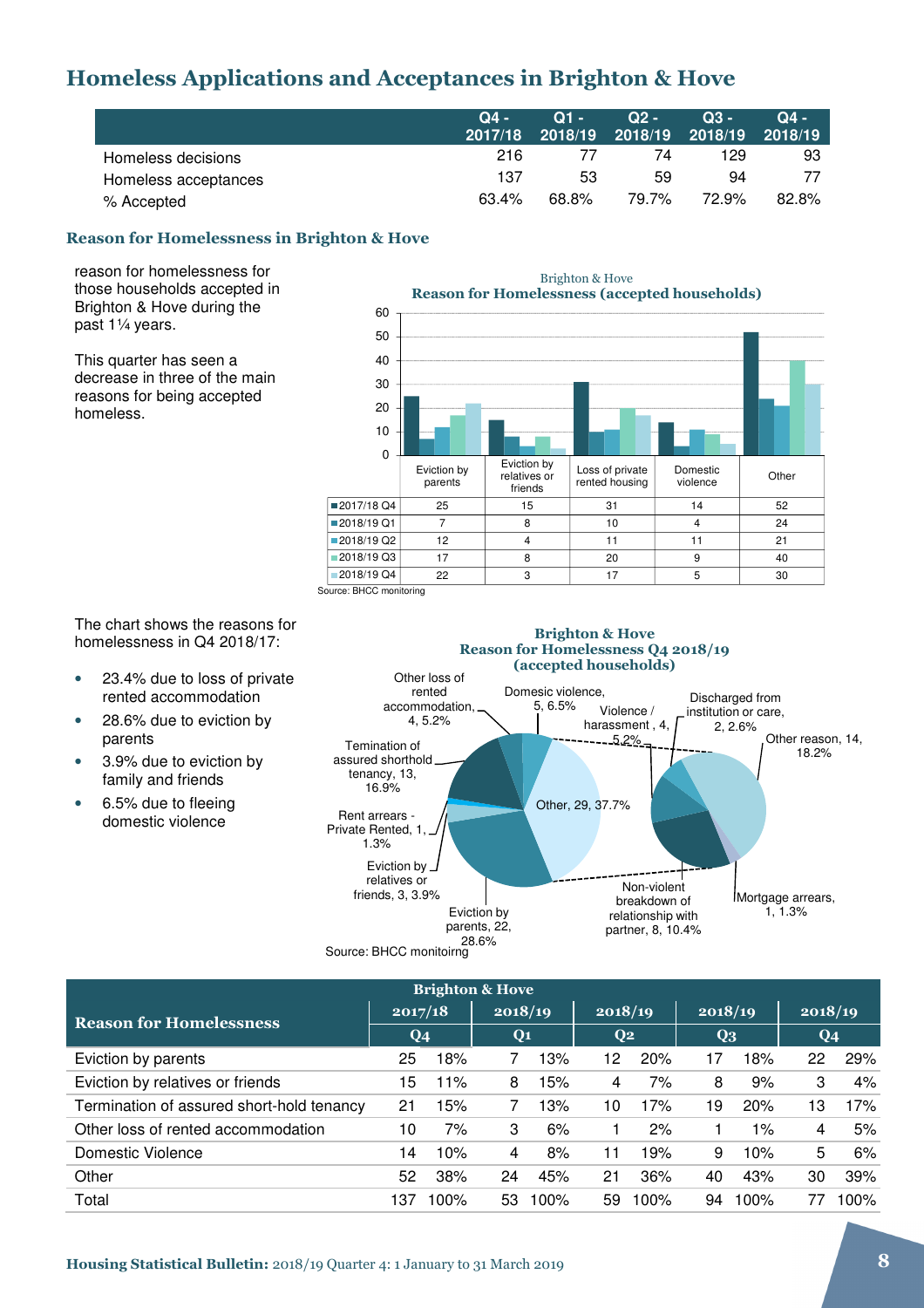## Homeless Applications and Acceptances in Brighton & Hove

| | Q4 - 2017/18 | Q1 - 2018/19 | Q2 - 2018/19 | Q3 - 2018/19 | Q4 - 2018/19 |
|---|---|---|---|---|---|
| Homeless decisions | 216 | 77 | 74 | 129 | 93 |
| Homeless acceptances | 137 | 53 | 59 | 94 | 77 |
| % Accepted | 63.4% | 68.8% | 79.7% | 72.9% | 82.8% |

### Reason for Homelessness in Brighton & Hove

reason for homelessness for those households accepted in Brighton & Hove during the past 1¼ years.

This quarter has seen a decrease in three of the main reasons for being accepted homeless.

Brighton & Hove
**Reason for Homelessness (accepted households)**

| | Eviction by parents | Eviction by relatives or friends | Loss of private rented housing | Domestic violence | Other |
|---|---|---|---|---|---|
| 2017/18 Q4 | 25 | 15 | 31 | 14 | 52 |
| 2018/19 Q1 | 7 | 8 | 10 | 4 | 24 |
| 2018/19 Q2 | 12 | 4 | 11 | 11 | 21 |
| 2018/19 Q3 | 17 | 8 | 20 | 9 | 40 |
| 2018/19 Q4 | 22 | 3 | 17 | 5 | 30 |

Source: BHCC monitoring

The chart shows the reasons for homelessness in Q4 2018/17:

- 23.4% due to loss of private rented accommodation
- 28.6% due to eviction by parents
- 3.9% due to eviction by family and friends
- 6.5% due to fleeing domestic violence

**Brighton & Hove**
**Reason for Homelessness Q4 2018/19 (accepted households)**

Other loss of rented accommodation, 4, 5.2%; Domestic violence, 5, 6.5%; Violence / harassment , 4, 5.2%; Discharged from institution or care, 2, 2.6%; Other reason, 14, 18.2%; Temination of assured shorthold tenancy, 13, 16.9%; Other, 29, 37.7%; Rent arrears - Private Rented, 1, 1.3%; Eviction by relatives or friends, 3, 3.9%; Eviction by parents, 22, 28.6%; Non-violent breakdown of relationship with partner, 8, 10.4%; Mortgage arrears, 1, 1.3%

Source: BHCC monitoirng

| Reason for Homelessness | Brighton & Hove 2017/18 Q4 | | 2018/19 Q1 | | 2018/19 Q2 | | 2018/19 Q3 | | 2018/19 Q4 | |
|---|---|---|---|---|---|---|---|---|---|---|
| Eviction by parents | 25 | 18% | 7 | 13% | 12 | 20% | 17 | 18% | 22 | 29% |
| Eviction by relatives or friends | 15 | 11% | 8 | 15% | 4 | 7% | 8 | 9% | 3 | 4% |
| Termination of assured short-hold tenancy | 21 | 15% | 7 | 13% | 10 | 17% | 19 | 20% | 13 | 17% |
| Other loss of rented accommodation | 10 | 7% | 3 | 6% | 1 | 2% | 1 | 1% | 4 | 5% |
| Domestic Violence | 14 | 10% | 4 | 8% | 11 | 19% | 9 | 10% | 5 | 6% |
| Other | 52 | 38% | 24 | 45% | 21 | 36% | 40 | 43% | 30 | 39% |
| Total | 137 | 100% | 53 | 100% | 59 | 100% | 94 | 100% | 77 | 100% |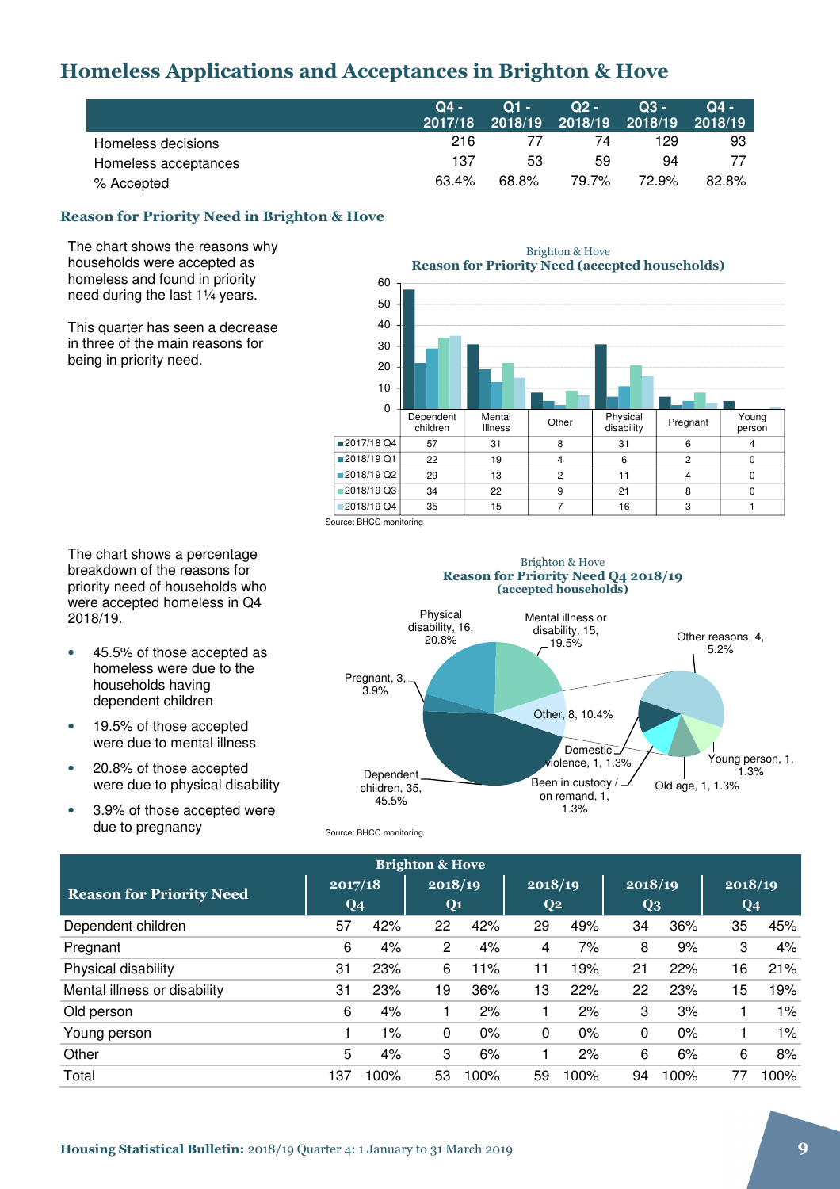## Homeless Applications and Acceptances in Brighton & Hove

| | Q4 - 2017/18 | Q1 - 2018/19 | Q2 - 2018/19 | Q3 - 2018/19 | Q4 - 2018/19 |
|---|---|---|---|---|---|
| Homeless decisions | 216 | 77 | 74 | 129 | 93 |
| Homeless acceptances | 137 | 53 | 59 | 94 | 77 |
| % Accepted | 63.4% | 68.8% | 79.7% | 72.9% | 82.8% |

### Reason for Priority Need in Brighton & Hove

The chart shows the reasons why households were accepted as homeless and found in priority need during the last 1¼ years.

This quarter has seen a decrease in three of the main reasons for being in priority need.

Brighton & Hove
**Reason for Priority Need (accepted households)**

| | Dependent children | Mental Illness | Other | Physical disability | Pregnant | Young person |
|---|---|---|---|---|---|---|
| 2017/18 Q4 | 57 | 31 | 8 | 31 | 6 | 4 |
| 2018/19 Q1 | 22 | 19 | 4 | 6 | 2 | 0 |
| 2018/19 Q2 | 29 | 13 | 2 | 11 | 4 | 0 |
| 2018/19 Q3 | 34 | 22 | 9 | 21 | 8 | 0 |
| 2018/19 Q4 | 35 | 15 | 7 | 16 | 3 | 1 |

Source: BHCC monitoring

The chart shows a percentage breakdown of the reasons for priority need of households who were accepted homeless in Q4 2018/19.

- 45.5% of those accepted as homeless were due to the households having dependent children
- 19.5% of those accepted were due to mental illness
- 20.8% of those accepted were due to physical disability
- 3.9% of those accepted were due to pregnancy

Brighton & Hove
**Reason for Priority Need Q4 2018/19 (accepted households)**

Physical disability, 16, 20.8%; Mental illness or disability, 15, 19.5%; Other, 8, 10.4%; Dependent children, 35, 45.5%; Pregnant, 3, 3.9%; Other reasons, 4, 5.2%: Domestic violence, 1, 1.3%; Been in custody / on remand, 1, 1.3%; Old age, 1, 1.3%; Young person, 1, 1.3%

Source: BHCC monitoring

| Reason for Priority Need | 2017/18 Q4 | | 2018/19 Q1 | | 2018/19 Q2 | | 2018/19 Q3 | | 2018/19 Q4 | |
|---|---|---|---|---|---|---|---|---|---|---|
| Dependent children | 57 | 42% | 22 | 42% | 29 | 49% | 34 | 36% | 35 | 45% |
| Pregnant | 6 | 4% | 2 | 4% | 4 | 7% | 8 | 9% | 3 | 4% |
| Physical disability | 31 | 23% | 6 | 11% | 11 | 19% | 21 | 22% | 16 | 21% |
| Mental illness or disability | 31 | 23% | 19 | 36% | 13 | 22% | 22 | 23% | 15 | 19% |
| Old person | 6 | 4% | 1 | 2% | 1 | 2% | 3 | 3% | 1 | 1% |
| Young person | 1 | 1% | 0 | 0% | 0 | 0% | 0 | 0% | 1 | 1% |
| Other | 5 | 4% | 3 | 6% | 1 | 2% | 6 | 6% | 6 | 8% |
| Total | 137 | 100% | 53 | 100% | 59 | 100% | 94 | 100% | 77 | 100% |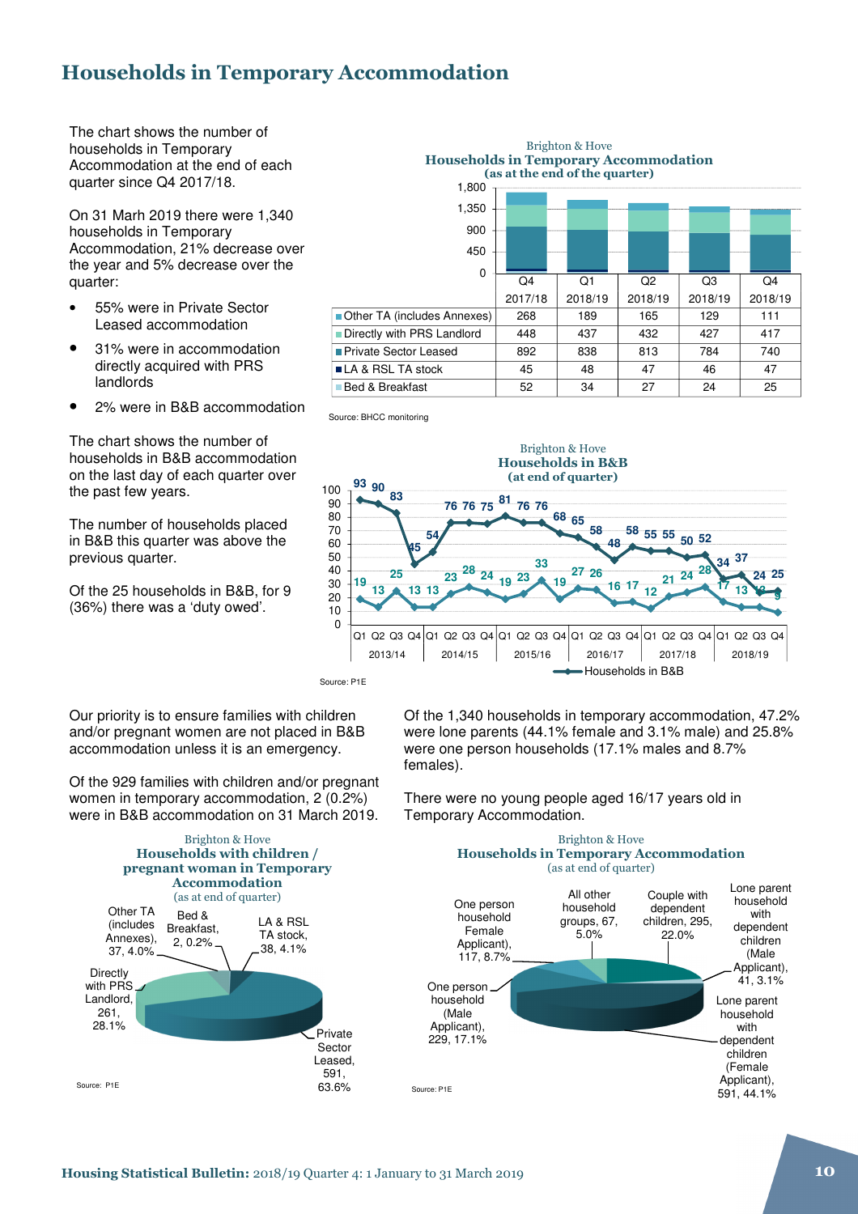# Households in Temporary Accommodation

The chart shows the number of households in Temporary Accommodation at the end of each quarter since Q4 2017/18.

On 31 Marh 2019 there were 1,340 households in Temporary Accommodation, 21% decrease over the year and 5% decrease over the quarter:

- 55% were in Private Sector Leased accommodation
- 31% were in accommodation directly acquired with PRS landlords
- 2% were in B&B accommodation

Brighton & Hove
**Households in Temporary Accommodation**
**(as at the end of the quarter)**

| | Q4 2017/18 | Q1 2018/19 | Q2 2018/19 | Q3 2018/19 | Q4 2018/19 |
|---|---|---|---|---|---|
| Other TA (includes Annexes) | 268 | 189 | 165 | 129 | 111 |
| Directly with PRS Landlord | 448 | 437 | 432 | 427 | 417 |
| Private Sector Leased | 892 | 838 | 813 | 784 | 740 |
| LA & RSL TA stock | 45 | 48 | 47 | 46 | 47 |
| Bed & Breakfast | 52 | 34 | 27 | 24 | 25 |

Source: BHCC monitoring

The chart shows the number of households in B&B accommodation on the last day of each quarter over the past few years.

The number of households placed in B&B this quarter was above the previous quarter.

Of the 25 households in B&B, for 9 (36%) there was a 'duty owed'.

Brighton & Hove
**Households in B&B**
**(at end of quarter)**

| Year | Quarter | Households in B&B |
|---|---|---|
| 2013/14 | Q1 | 93 |
| | Q2 | 90 |
| | Q3 | 83 |
| | Q4 | 45 |
| 2014/15 | Q1 | 54 |
| | Q2 | 76 |
| | Q3 | 76 |
| | Q4 | 75 |
| 2015/16 | Q1 | 81 |
| | Q2 | 76 |
| | Q3 | 76 |
| | Q4 | 68 |
| 2016/17 | Q1 | 65 |
| | Q2 | 58 |
| | Q3 | 48 |
| | Q4 | 58 |
| 2017/18 | Q1 | 55 |
| | Q2 | 55 |
| | Q3 | 50 |
| | Q4 | 52 |
| 2018/19 | Q1 | 34 |
| | Q2 | 37 |
| | Q3 | 24 |
| | Q4 | 25 |

Second series shown on chart (by quarter, Q1 2013/14 to Q4 2018/19): 19, 13, 25, 13, 13, 23, 28, 24, 19, 23, 33, 19, 27, 26, 16, 17, 12, 21, 24, 28, 17, 13, 12, 9

Source: P1E

Our priority is to ensure families with children and/or pregnant women are not placed in B&B accommodation unless it is an emergency.

Of the 929 families with children and/or pregnant women in temporary accommodation, 2 (0.2%) were in B&B accommodation on 31 March 2019.

Brighton & Hove
**Households with children / pregnant woman in Temporary Accommodation**
(as at end of quarter)

- Private Sector Leased, 591, 63.6%
- Directly with PRS Landlord, 261, 28.1%
- LA & RSL TA stock, 38, 4.1%
- Other TA (includes Annexes), 37, 4.0%
- Bed & Breakfast, 2, 0.2%

Source: P1E

Of the 1,340 households in temporary accommodation, 47.2% were lone parents (44.1% female and 3.1% male) and 25.8% were one person households (17.1% males and 8.7% females).

There were no young people aged 16/17 years old in Temporary Accommodation.

Brighton & Hove
**Households in Temporary Accommodation**
(as at end of quarter)

- Lone parent household with dependent children (Female Applicant), 591, 44.1%
- Lone parent household with dependent children (Male Applicant), 41, 3.1%
- Couple with dependent children, 295, 22.0%
- All other household groups, 67, 5.0%
- One person household Female Applicant), 117, 8.7%
- One person household (Male Applicant), 229, 17.1%

Source: P1E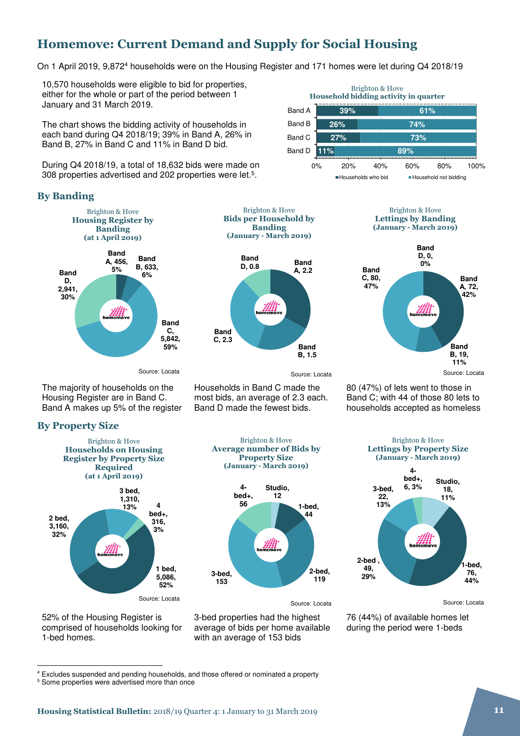## Homemove: Current Demand and Supply for Social Housing

On 1 April 2019, 9,872[4] households were on the Housing Register and 171 homes were let during Q4 2018/19

10,570 households were eligible to bid for properties, either for the whole or part of the period between 1 January and 31 March 2019.

The chart shows the bidding activity of households in each band during Q4 2018/19; 39% in Band A, 26% in Band B, 27% in Band C and 11% in Band D bid.

During Q4 2018/19, a total of 18,632 bids were made on 308 properties advertised and 202 properties were let.[5]

Brighton & Hove
**Household bidding activity in quarter**

| Band | Households who bid | Household not bidding |
|---|---|---|
| Band A | 39% | 61% |
| Band B | 26% | 74% |
| Band C | 27% | 73% |
| Band D | 11% | 89% |

### By Banding

Brighton & Hove
**Housing Register by Banding (at 1 April 2019)**

| Band | Households | % |
|---|---|---|
| Band A | 456 | 5% |
| Band B | 633 | 6% |
| Band C | 5,842 | 59% |
| Band D | 2,941 | 30% |

Source: Locata

The majority of households on the Housing Register are in Band C. Band A makes up 5% of the register

Brighton & Hove
**Bids per Household by Banding (January - March 2019)**

| Band | Bids per household |
|---|---|
| Band A | 2.2 |
| Band B | 1.5 |
| Band C | 2.3 |
| Band D | 0.8 |

Source: Locata

Households in Band C made the most bids, an average of 2.3 each. Band D made the fewest bids.

Brighton & Hove
**Lettings by Banding (January - March 2019)**

| Band | Lettings | % |
|---|---|---|
| Band A | 72 | 42% |
| Band B | 19 | 11% |
| Band C | 80 | 47% |
| Band D | 0 | 0% |

Source: Locata

80 (47%) of lets went to those in Band C; with 44 of those 80 lets to households accepted as homeless

### By Property Size

Brighton & Hove
**Households on Housing Register by Property Size Required (at 1 April 2019)**

| Property size | Households | % |
|---|---|---|
| 1 bed | 5,086 | 52% |
| 2 bed | 3,160 | 32% |
| 3 bed | 1,310 | 13% |
| 4 bed+ | 316 | 3% |

Source: Locata

52% of the Housing Register is comprised of households looking for 1-bed homes.

Brighton & Hove
**Average number of Bids by Property Size (January - March 2019)**

| Property size | Average bids |
|---|---|
| Studio | 12 |
| 1-bed | 44 |
| 2-bed | 119 |
| 3-bed | 153 |
| 4-bed+ | 56 |

Source: Locata

3-bed properties had the highest average of bids per home available with an average of 153 bids

Brighton & Hove
**Lettings by Property Size (January - March 2019)**

| Property size | Lettings | % |
|---|---|---|
| Studio | 18 | 11% |
| 1-bed | 76 | 44% |
| 2-bed | 49 | 29% |
| 3-bed | 22 | 13% |
| 4-bed+ | 6 | 3% |

Source: Locata

76 (44%) of available homes let during the period were 1-beds

---

[4] Excludes suspended and pending households, and those offered or nominated a property

[5] Some properties were advertised more than once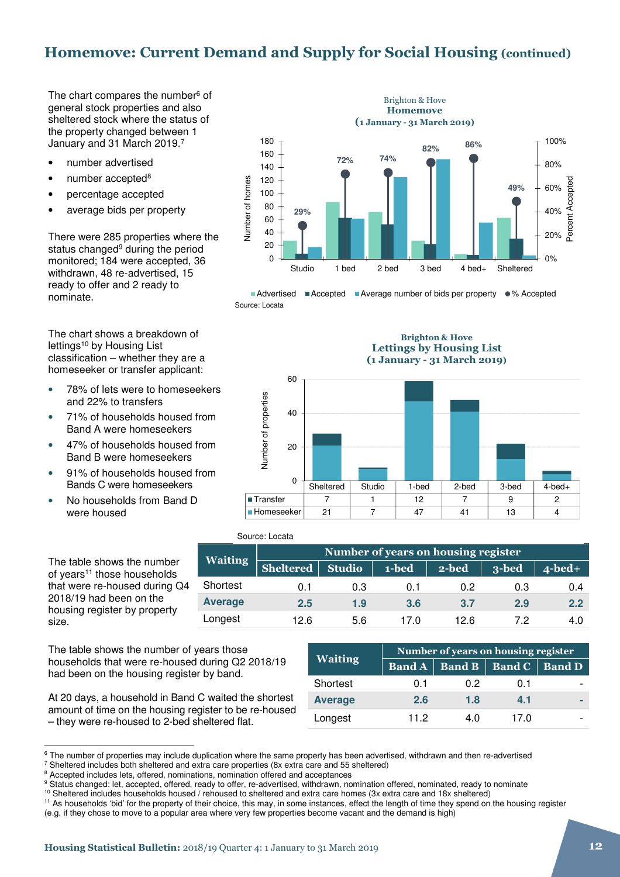## Homemove: Current Demand and Supply for Social Housing (continued)

The chart compares the number[6] of general stock properties and also sheltered stock where the status of the property changed between 1 January and 31 March 2019.[7]

- number advertised
- number accepted[8]
- percentage accepted
- average bids per property

There were 285 properties where the status changed[9] during the period monitored; 184 were accepted, 36 withdrawn, 48 re-advertised, 15 ready to offer and 2 ready to nominate.

Brighton & Hove
Homemove
(1 January - 31 March 2019)

Source: Locata

The chart shows a breakdown of lettings[10] by Housing List classification – whether they are a homeseeker or transfer applicant:

- 78% of lets were to homeseekers and 22% to transfers
- 71% of households housed from Band A were homeseekers
- 47% of households housed from Band B were homeseekers
- 91% of households housed from Bands C were homeseekers
- No households from Band D were housed

Brighton & Hove
Lettings by Housing List
(1 January - 31 March 2019)

| | Sheltered | Studio | 1-bed | 2-bed | 3-bed | 4-bed+ |
|---|---|---|---|---|---|---|
| Transfer | 7 | 1 | 12 | 7 | 9 | 2 |
| Homeseeker | 21 | 7 | 47 | 41 | 13 | 4 |

Source: Locata

The table shows the number of years[11] those households that were re-housed during Q4 2018/19 had been on the housing register by property size.

| Waiting | Number of years on housing register | | | | | |
|---|---|---|---|---|---|---|
| | Sheltered | Studio | 1-bed | 2-bed | 3-bed | 4-bed+ |
| Shortest | 0.1 | 0.3 | 0.1 | 0.2 | 0.3 | 0.4 |
| **Average** | **2.5** | **1.9** | **3.6** | **3.7** | **2.9** | **2.2** |
| Longest | 12.6 | 5.6 | 17.0 | 12.6 | 7.2 | 4.0 |

The table shows the number of years those households that were re-housed during Q2 2018/19 had been on the housing register by band.

At 20 days, a household in Band C waited the shortest amount of time on the housing register to be re-housed – they were re-housed to 2-bed sheltered flat.

| Waiting | Number of years on housing register | | | |
|---|---|---|---|---|
| | Band A | Band B | Band C | Band D |
| Shortest | 0.1 | 0.2 | 0.1 | - |
| **Average** | **2.6** | **1.8** | **4.1** | **-** |
| Longest | 11.2 | 4.0 | 17.0 | - |

---

[6] The number of properties may include duplication where the same property has been advertised, withdrawn and then re-advertised
[7] Sheltered includes both sheltered and extra care properties (8x extra care and 55 sheltered)
[8] Accepted includes lets, offered, nominations, nomination offered and acceptances
[9] Status changed: let, accepted, offered, ready to offer, re-advertised, withdrawn, nomination offered, nominated, ready to nominate
[10] Sheltered includes households housed / rehoused to sheltered and extra care homes (3x extra care and 18x sheltered)
[11] As households 'bid' for the property of their choice, this may, in some instances, effect the length of time they spend on the housing register (e.g. if they chose to move to a popular area where very few properties become vacant and the demand is high)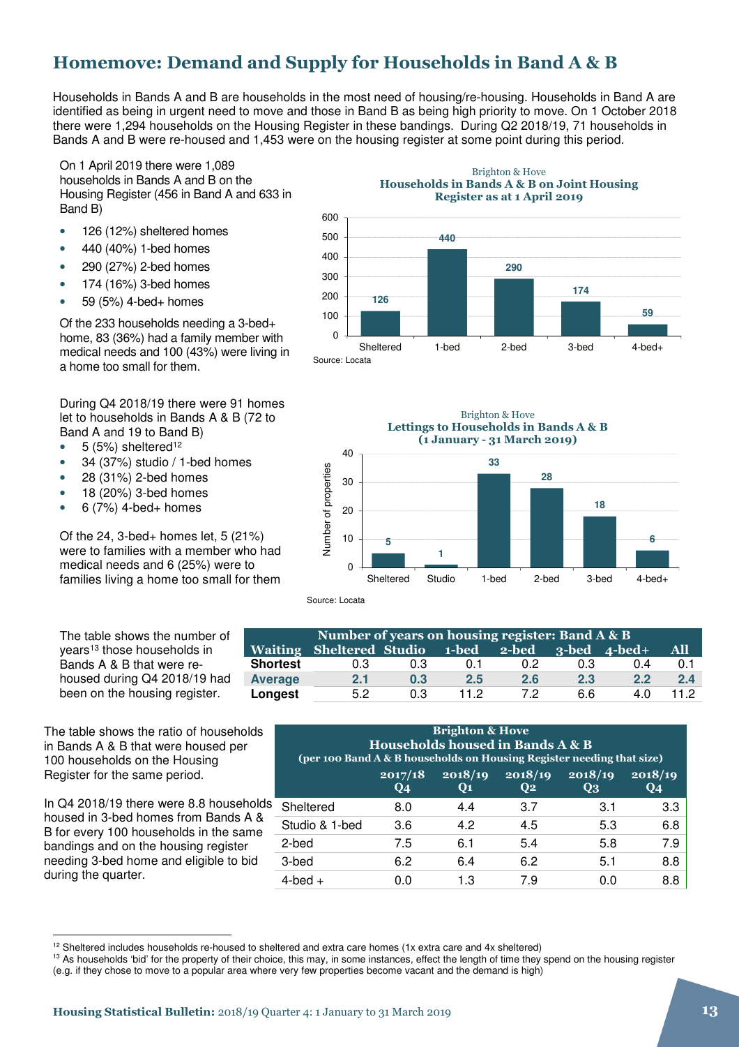## Homemove: Demand and Supply for Households in Band A & B

Households in Bands A and B are households in the most need of housing/re-housing. Households in Band A are identified as being in urgent need to move and those in Band B as being high priority to move. On 1 October 2018 there were 1,294 households on the Housing Register in these bandings. During Q2 2018/19, 71 households in Bands A and B were re-housed and 1,453 were on the housing register at some point during this period.

On 1 April 2019 there were 1,089 households in Bands A and B on the Housing Register (456 in Band A and 633 in Band B)

- 126 (12%) sheltered homes
- 440 (40%) 1-bed homes
- 290 (27%) 2-bed homes
- 174 (16%) 3-bed homes
- 59 (5%) 4-bed+ homes

Of the 233 households needing a 3-bed+ home, 83 (36%) had a family member with medical needs and 100 (43%) were living in a home too small for them.

Brighton & Hove
**Households in Bands A & B on Joint Housing Register as at 1 April 2019**

| | Sheltered | 1-bed | 2-bed | 3-bed | 4-bed+ |
|---|---|---|---|---|---|
| Households | 126 | 440 | 290 | 174 | 59 |

Source: Locata

During Q4 2018/19 there were 91 homes let to households in Bands A & B (72 to Band A and 19 to Band B)

- 5 (5%) sheltered[12]
- 34 (37%) studio / 1-bed homes
- 28 (31%) 2-bed homes
- 18 (20%) 3-bed homes
- 6 (7%) 4-bed+ homes

Of the 24, 3-bed+ homes let, 5 (21%) were to families with a member who had medical needs and 6 (25%) were to families living a home too small for them

Brighton & Hove
**Lettings to Households in Bands A & B (1 January - 31 March 2019)**

| | Sheltered | Studio | 1-bed | 2-bed | 3-bed | 4-bed+ |
|---|---|---|---|---|---|---|
| Number of properties | 5 | 1 | 33 | 28 | 18 | 6 |

Source: Locata

The table shows the number of years[13] those households in Bands A & B that were re-housed during Q4 2018/19 had been on the housing register.

| Number of years on housing register: Band A & B | | | | | | | |
|---|---|---|---|---|---|---|---|
| **Waiting** | **Sheltered** | **Studio** | **1-bed** | **2-bed** | **3-bed** | **4-bed+** | **All** |
| **Shortest** | 0.3 | 0.3 | 0.1 | 0.2 | 0.3 | 0.4 | 0.1 |
| **Average** | **2.1** | **0.3** | **2.5** | **2.6** | **2.3** | **2.2** | **2.4** |
| **Longest** | 5.2 | 0.3 | 11.2 | 7.2 | 6.6 | 4.0 | 11.2 |

The table shows the ratio of households in Bands A & B that were housed per 100 households on the Housing Register for the same period.

In Q4 2018/19 there were 8.8 households housed in 3-bed homes from Bands A & B for every 100 households in the same bandings and on the housing register needing 3-bed home and eligible to bid during the quarter.

| Brighton & Hove Households housed in Bands A & B (per 100 Band A & B households on Housing Register needing that size) | | | | | |
|---|---|---|---|---|---|
| | **2017/18 Q4** | **2018/19 Q1** | **2018/19 Q2** | **2018/19 Q3** | **2018/19 Q4** |
| Sheltered | 8.0 | 4.4 | 3.7 | 3.1 | 3.3 |
| Studio & 1-bed | 3.6 | 4.2 | 4.5 | 5.3 | 6.8 |
| 2-bed | 7.5 | 6.1 | 5.4 | 5.8 | 7.9 |
| 3-bed | 6.2 | 6.4 | 6.2 | 5.1 | 8.8 |
| 4-bed + | 0.0 | 1.3 | 7.9 | 0.0 | 8.8 |

[12] Sheltered includes households re-housed to sheltered and extra care homes (1x extra care and 4x sheltered)

[13] As households 'bid' for the property of their choice, this may, in some instances, effect the length of time they spend on the housing register (e.g. if they chose to move to a popular area where very few properties become vacant and the demand is high)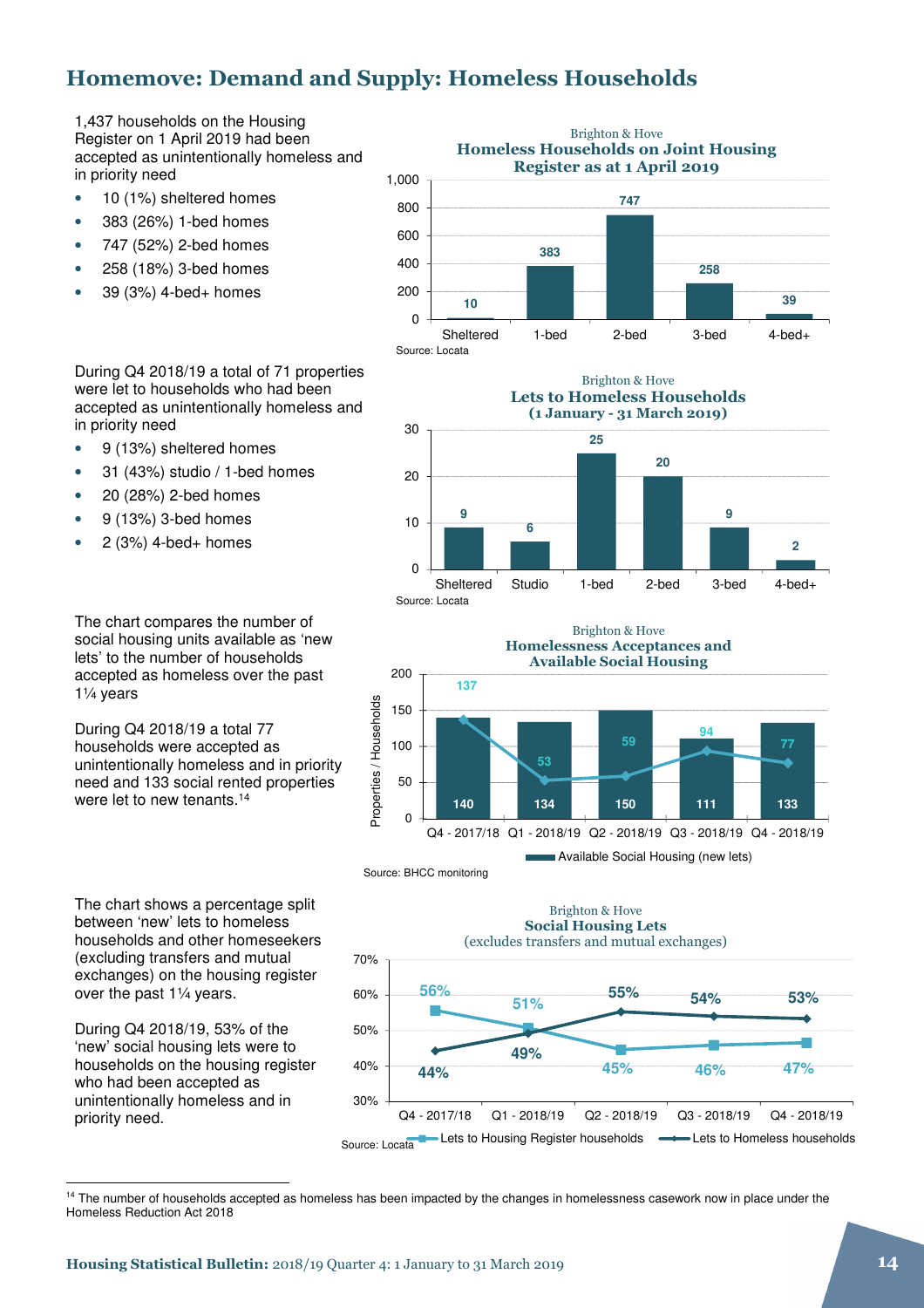## Homemove: Demand and Supply: Homeless Households

1,437 households on the Housing Register on 1 April 2019 had been accepted as unintentionally homeless and in priority need

- 10 (1%) sheltered homes
- 383 (26%) 1-bed homes
- 747 (52%) 2-bed homes
- 258 (18%) 3-bed homes
- 39 (3%) 4-bed+ homes

Brighton & Hove
**Homeless Households on Joint Housing Register as at 1 April 2019**

| Sheltered | 1-bed | 2-bed | 3-bed | 4-bed+ |
|---|---|---|---|---|
| 10 | 383 | 747 | 258 | 39 |

Source: Locata

During Q4 2018/19 a total of 71 properties were let to households who had been accepted as unintentionally homeless and in priority need

- 9 (13%) sheltered homes
- 31 (43%) studio / 1-bed homes
- 20 (28%) 2-bed homes
- 9 (13%) 3-bed homes
- 2 (3%) 4-bed+ homes

Brighton & Hove
**Lets to Homeless Households (1 January - 31 March 2019)**

| Sheltered | Studio | 1-bed | 2-bed | 3-bed | 4-bed+ |
|---|---|---|---|---|---|
| 9 | 6 | 25 | 20 | 9 | 2 |

Source: Locata

The chart compares the number of social housing units available as 'new lets' to the number of households accepted as homeless over the past 1¼ years

During Q4 2018/19 a total 77 households were accepted as unintentionally homeless and in priority need and 133 social rented properties were let to new tenants.[14]

Brighton & Hove
**Homelessness Acceptances and Available Social Housing**

| Properties / Households | Q4 - 2017/18 | Q1 - 2018/19 | Q2 - 2018/19 | Q3 - 2018/19 | Q4 - 2018/19 |
|---|---|---|---|---|---|
| Available Social Housing (new lets) | 140 | 134 | 150 | 111 | 133 |
| Homelessness acceptances | 137 | 53 | 59 | 94 | 77 |

Source: BHCC monitoring

The chart shows a percentage split between 'new' lets to homeless households and other homeseekers (excluding transfers and mutual exchanges) on the housing register over the past 1¼ years.

During Q4 2018/19, 53% of the 'new' social housing lets were to households on the housing register who had been accepted as unintentionally homeless and in priority need.

Brighton & Hove
**Social Housing Lets**
(excludes transfers and mutual exchanges)

| | Q4 - 2017/18 | Q1 - 2018/19 | Q2 - 2018/19 | Q3 - 2018/19 | Q4 - 2018/19 |
|---|---|---|---|---|---|
| Lets to Housing Register households | 56% | 51% | 45% | 46% | 47% |
| Lets to Homeless households | 44% | 49% | 55% | 54% | 53% |

Source: Locata

[14] The number of households accepted as homeless has been impacted by the changes in homelessness casework now in place under the Homeless Reduction Act 2018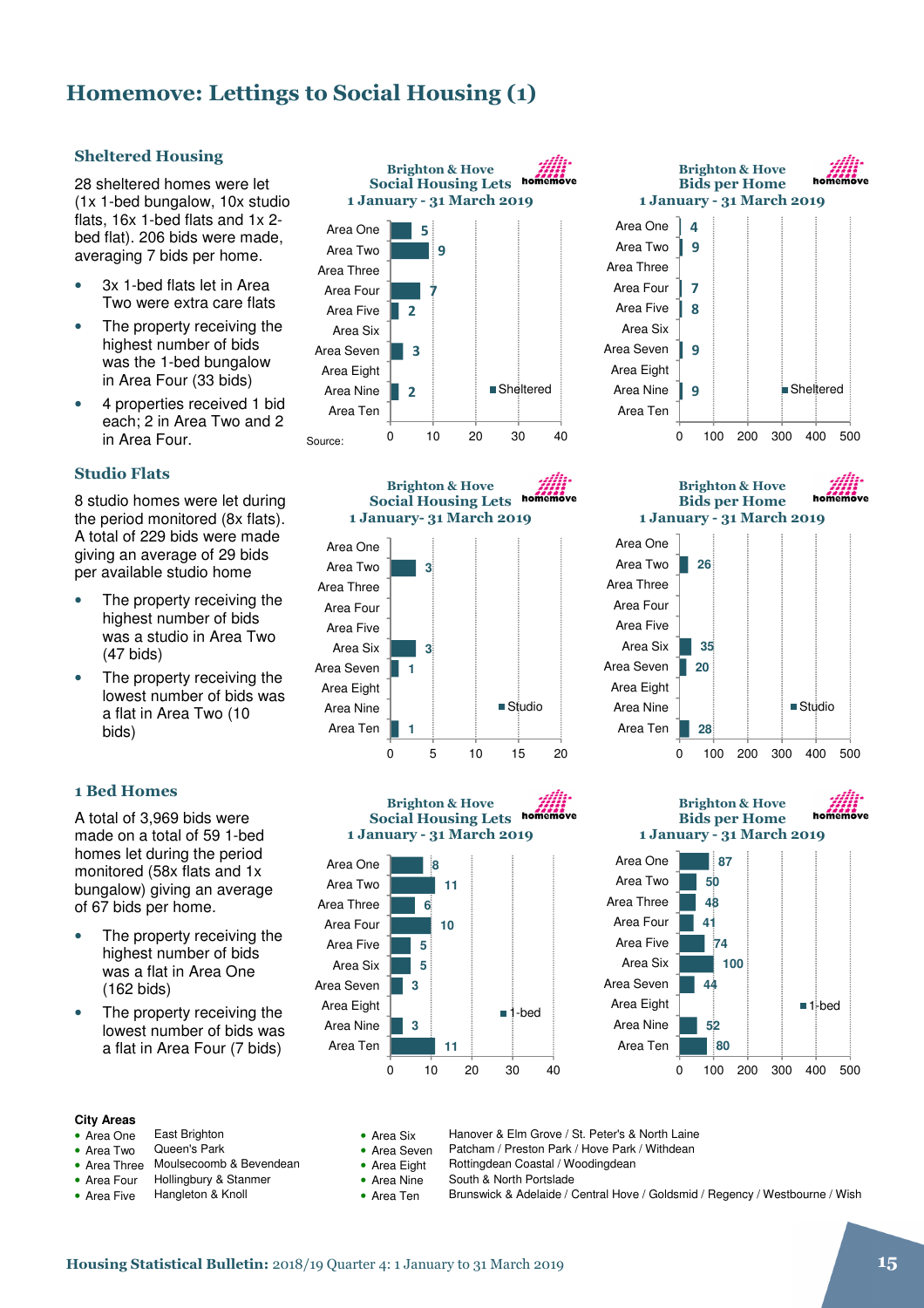# Homemove: Lettings to Social Housing (1)

## Sheltered Housing

28 sheltered homes were let (1x 1-bed bungalow, 10x studio flats, 16x 1-bed flats and 1x 2-bed flat). 206 bids were made, averaging 7 bids per home.

- 3x 1-bed flats let in Area Two were extra care flats
- The property receiving the highest number of bids was the 1-bed bungalow in Area Four (33 bids)
- 4 properties received 1 bid each; 2 in Area Two and 2 in Area Four.

**Brighton & Hove Social Housing Lets 1 January - 31 March 2019** (Sheltered)

| Area | Lets |
|---|---|
| Area One | 5 |
| Area Two | 9 |
| Area Three | |
| Area Four | 7 |
| Area Five | 2 |
| Area Six | |
| Area Seven | 3 |
| Area Eight | |
| Area Nine | 2 |
| Area Ten | |

Source:

**Brighton & Hove Bids per Home 1 January - 31 March 2019** (Sheltered)

| Area | Bids per Home |
|---|---|
| Area One | 4 |
| Area Two | 9 |
| Area Three | |
| Area Four | 7 |
| Area Five | 8 |
| Area Six | |
| Area Seven | 9 |
| Area Eight | |
| Area Nine | 9 |
| Area Ten | |

## Studio Flats

8 studio homes were let during the period monitored (8x flats). A total of 229 bids were made giving an average of 29 bids per available studio home

- The property receiving the highest number of bids was a studio in Area Two (47 bids)
- The property receiving the lowest number of bids was a flat in Area Two (10 bids)

**Brighton & Hove Social Housing Lets 1 January- 31 March 2019** (Studio)

| Area | Lets |
|---|---|
| Area One | |
| Area Two | 3 |
| Area Three | |
| Area Four | |
| Area Five | |
| Area Six | 3 |
| Area Seven | 1 |
| Area Eight | |
| Area Nine | |
| Area Ten | 1 |

**Brighton & Hove Bids per Home 1 January - 31 March 2019** (Studio)

| Area | Bids per Home |
|---|---|
| Area One | |
| Area Two | 26 |
| Area Three | |
| Area Four | |
| Area Five | |
| Area Six | 35 |
| Area Seven | 20 |
| Area Eight | |
| Area Nine | |
| Area Ten | 28 |

## 1 Bed Homes

A total of 3,969 bids were made on a total of 59 1-bed homes let during the period monitored (58x flats and 1x bungalow) giving an average of 67 bids per home.

- The property receiving the highest number of bids was a flat in Area One (162 bids)
- The property receiving the lowest number of bids was a flat in Area Four (7 bids)

**Brighton & Hove Social Housing Lets 1 January - 31 March 2019** (1-bed)

| Area | Lets |
|---|---|
| Area One | 8 |
| Area Two | 11 |
| Area Three | 6 |
| Area Four | 10 |
| Area Five | 5 |
| Area Six | 5 |
| Area Seven | 3 |
| Area Eight | |
| Area Nine | 3 |
| Area Ten | 11 |

**Brighton & Hove Bids per Home 1 January - 31 March 2019** (1-bed)

| Area | Bids per Home |
|---|---|
| Area One | 87 |
| Area Two | 50 |
| Area Three | 48 |
| Area Four | 41 |
| Area Five | 74 |
| Area Six | 100 |
| Area Seven | 44 |
| Area Eight | |
| Area Nine | 52 |
| Area Ten | 80 |

**City Areas**

- Area One: East Brighton
- Area Two: Queen's Park
- Area Three: Moulsecoomb & Bevendean
- Area Four: Hollingbury & Stanmer
- Area Five: Hangleton & Knoll
- Area Six: Hanover & Elm Grove / St. Peter's & North Laine
- Area Seven: Patcham / Preston Park / Hove Park / Withdean
- Area Eight: Rottingdean Coastal / Woodingdean
- Area Nine: South & North Portslade
- Area Ten: Brunswick & Adelaide / Central Hove / Goldsmid / Regency / Westbourne / Wish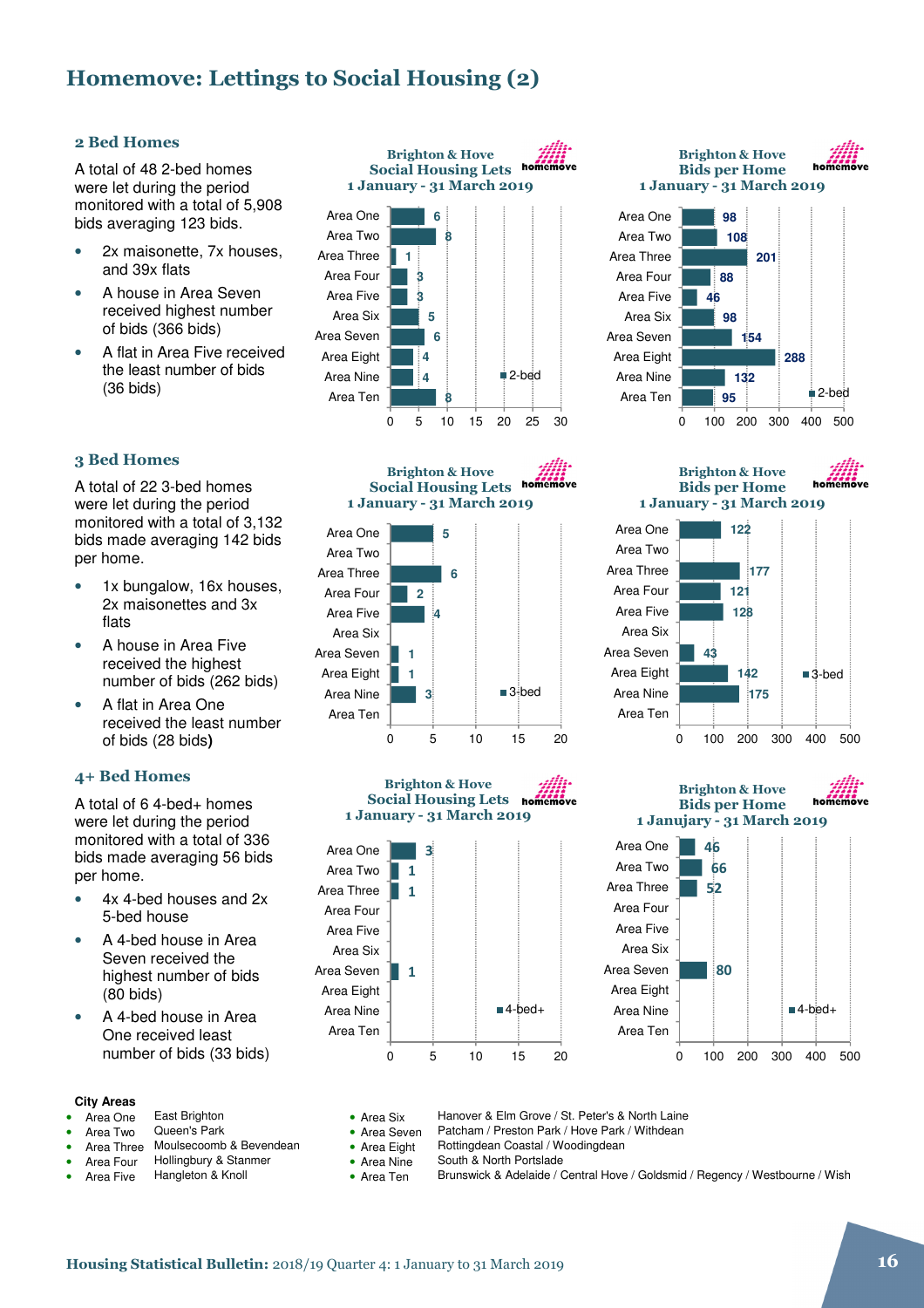# Homemove: Lettings to Social Housing (2)

## 2 Bed Homes

A total of 48 2-bed homes were let during the period monitored with a total of 5,908 bids averaging 123 bids.

- 2x maisonette, 7x houses, and 39x flats
- A house in Area Seven received highest number of bids (366 bids)
- A flat in Area Five received the least number of bids (36 bids)

**Brighton & Hove Social Housing Lets 1 January - 31 March 2019** (2-bed)

| Area | 2-bed lets |
|---|---|
| Area One | 6 |
| Area Two | 8 |
| Area Three | 1 |
| Area Four | 3 |
| Area Five | 3 |
| Area Six | 5 |
| Area Seven | 6 |
| Area Eight | 4 |
| Area Nine | 4 |
| Area Ten | 8 |

**Brighton & Hove Bids per Home 1 January - 31 March 2019** (2-bed)

| Area | 2-bed bids per home |
|---|---|
| Area One | 98 |
| Area Two | 108 |
| Area Three | 201 |
| Area Four | 88 |
| Area Five | 46 |
| Area Six | 98 |
| Area Seven | 154 |
| Area Eight | 288 |
| Area Nine | 132 |
| Area Ten | 95 |

## 3 Bed Homes

A total of 22 3-bed homes were let during the period monitored with a total of 3,132 bids made averaging 142 bids per home.

- 1x bungalow, 16x houses, 2x maisonettes and 3x flats
- A house in Area Five received the highest number of bids (262 bids)
- A flat in Area One received the least number of bids (28 bids)

**Brighton & Hove Social Housing Lets 1 January - 31 March 2019** (3-bed)

| Area | 3-bed lets |
|---|---|
| Area One | 5 |
| Area Two | |
| Area Three | 6 |
| Area Four | 2 |
| Area Five | 4 |
| Area Six | |
| Area Seven | 1 |
| Area Eight | 1 |
| Area Nine | 3 |
| Area Ten | |

**Brighton & Hove Bids per Home 1 January - 31 March 2019** (3-bed)

| Area | 3-bed bids per home |
|---|---|
| Area One | 122 |
| Area Two | |
| Area Three | 177 |
| Area Four | 121 |
| Area Five | 128 |
| Area Six | |
| Area Seven | 43 |
| Area Eight | 142 |
| Area Nine | 175 |
| Area Ten | |

## 4+ Bed Homes

A total of 6 4-bed+ homes were let during the period monitored with a total of 336 bids made averaging 56 bids per home.

- 4x 4-bed houses and 2x 5-bed house
- A 4-bed house in Area Seven received the highest number of bids (80 bids)
- A 4-bed house in Area One received least number of bids (33 bids)

**Brighton & Hove Social Housing Lets 1 January - 31 March 2019** (4-bed+)

| Area | 4-bed+ lets |
|---|---|
| Area One | 3 |
| Area Two | 1 |
| Area Three | 1 |
| Area Four | |
| Area Five | |
| Area Six | |
| Area Seven | 1 |
| Area Eight | |
| Area Nine | |
| Area Ten | |

**Brighton & Hove Bids per Home 1 Janujary - 31 March 2019** (4-bed+)

| Area | 4-bed+ bids per home |
|---|---|
| Area One | 46 |
| Area Two | 66 |
| Area Three | 52 |
| Area Four | |
| Area Five | |
| Area Six | |
| Area Seven | 80 |
| Area Eight | |
| Area Nine | |
| Area Ten | |

**City Areas**

- Area One — East Brighton
- Area Two — Queen's Park
- Area Three — Moulsecoomb & Bevendean
- Area Four — Hollingbury & Stanmer
- Area Five — Hangleton & Knoll
- Area Six — Hanover & Elm Grove / St. Peter's & North Laine
- Area Seven — Patcham / Preston Park / Hove Park / Withdean
- Area Eight — Rottingdean Coastal / Woodingdean
- Area Nine — South & North Portslade
- Area Ten — Brunswick & Adelaide / Central Hove / Goldsmid / Regency / Westbourne / Wish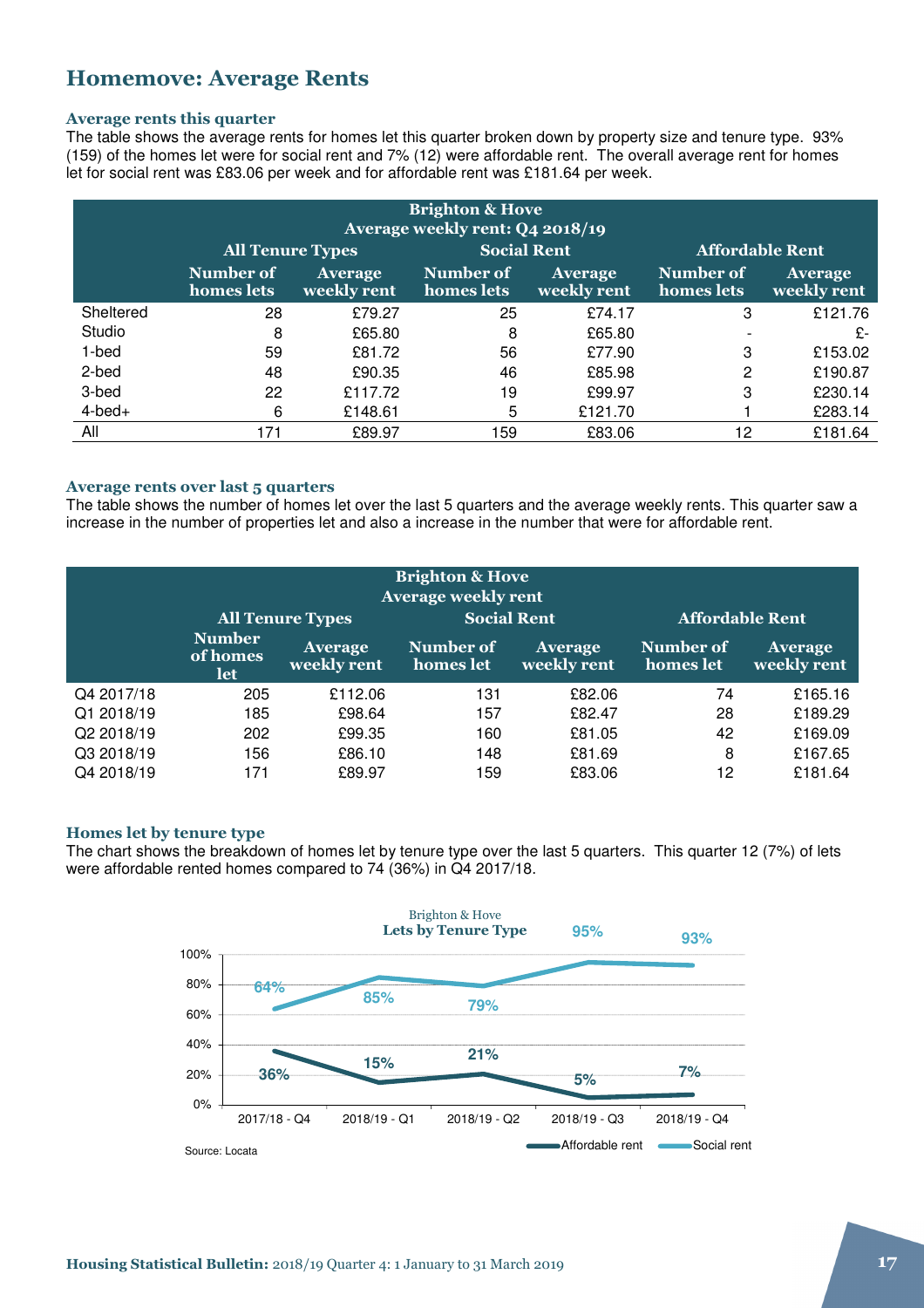# Homemove: Average Rents

### Average rents this quarter

The table shows the average rents for homes let this quarter broken down by property size and tenure type. 93% (159) of the homes let were for social rent and 7% (12) were affordable rent. The overall average rent for homes let for social rent was £83.06 per week and for affordable rent was £181.64 per week.

| Brighton & Hove Average weekly rent: Q4 2018/19 | All Tenure Types | | Social Rent | | Affordable Rent | |
|---|---|---|---|---|---|---|
| | Number of homes lets | Average weekly rent | Number of homes lets | Average weekly rent | Number of homes lets | Average weekly rent |
| Sheltered | 28 | £79.27 | 25 | £74.17 | 3 | £121.76 |
| Studio | 8 | £65.80 | 8 | £65.80 | - | £- |
| 1-bed | 59 | £81.72 | 56 | £77.90 | 3 | £153.02 |
| 2-bed | 48 | £90.35 | 46 | £85.98 | 2 | £190.87 |
| 3-bed | 22 | £117.72 | 19 | £99.97 | 3 | £230.14 |
| 4-bed+ | 6 | £148.61 | 5 | £121.70 | 1 | £283.14 |
| All | 171 | £89.97 | 159 | £83.06 | 12 | £181.64 |

### Average rents over last 5 quarters

The table shows the number of homes let over the last 5 quarters and the average weekly rents. This quarter saw a increase in the number of properties let and also a increase in the number that were for affordable rent.

| Brighton & Hove Average weekly rent | All Tenure Types | | Social Rent | | Affordable Rent | |
|---|---|---|---|---|---|---|
| | Number of homes let | Average weekly rent | Number of homes let | Average weekly rent | Number of homes let | Average weekly rent |
| Q4 2017/18 | 205 | £112.06 | 131 | £82.06 | 74 | £165.16 |
| Q1 2018/19 | 185 | £98.64 | 157 | £82.47 | 28 | £189.29 |
| Q2 2018/19 | 202 | £99.35 | 160 | £81.05 | 42 | £169.09 |
| Q3 2018/19 | 156 | £86.10 | 148 | £81.69 | 8 | £167.65 |
| Q4 2018/19 | 171 | £89.97 | 159 | £83.06 | 12 | £181.64 |

### Homes let by tenure type

The chart shows the breakdown of homes let by tenure type over the last 5 quarters. This quarter 12 (7%) of lets were affordable rented homes compared to 74 (36%) in Q4 2017/18.

Brighton & Hove
**Lets by Tenure Type**

| Quarter | Affordable rent | Social rent |
|---|---|---|
| 2017/18 - Q4 | 36% | 64% |
| 2018/19 - Q1 | 15% | 85% |
| 2018/19 - Q2 | 21% | 79% |
| 2018/19 - Q3 | 5% | 95% |
| 2018/19 - Q4 | 7% | 93% |

Source: Locata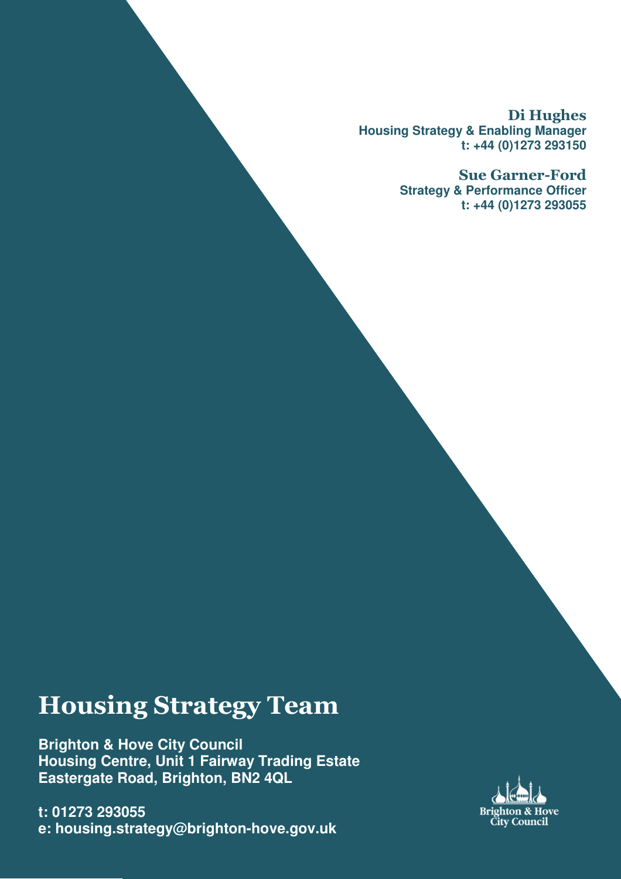**Di Hughes**
**Housing Strategy & Enabling Manager**
**t: +44 (0)1273 293150**

**Sue Garner-Ford**
**Strategy & Performance Officer**
**t: +44 (0)1273 293055**

# Housing Strategy Team

**Brighton & Hove City Council**
**Housing Centre, Unit 1 Fairway Trading Estate**
**Eastergate Road, Brighton, BN2 4QL**

**t: 01273 293055**
**e: housing.strategy@brighton-hove.gov.uk**

Brighton & Hove City Council